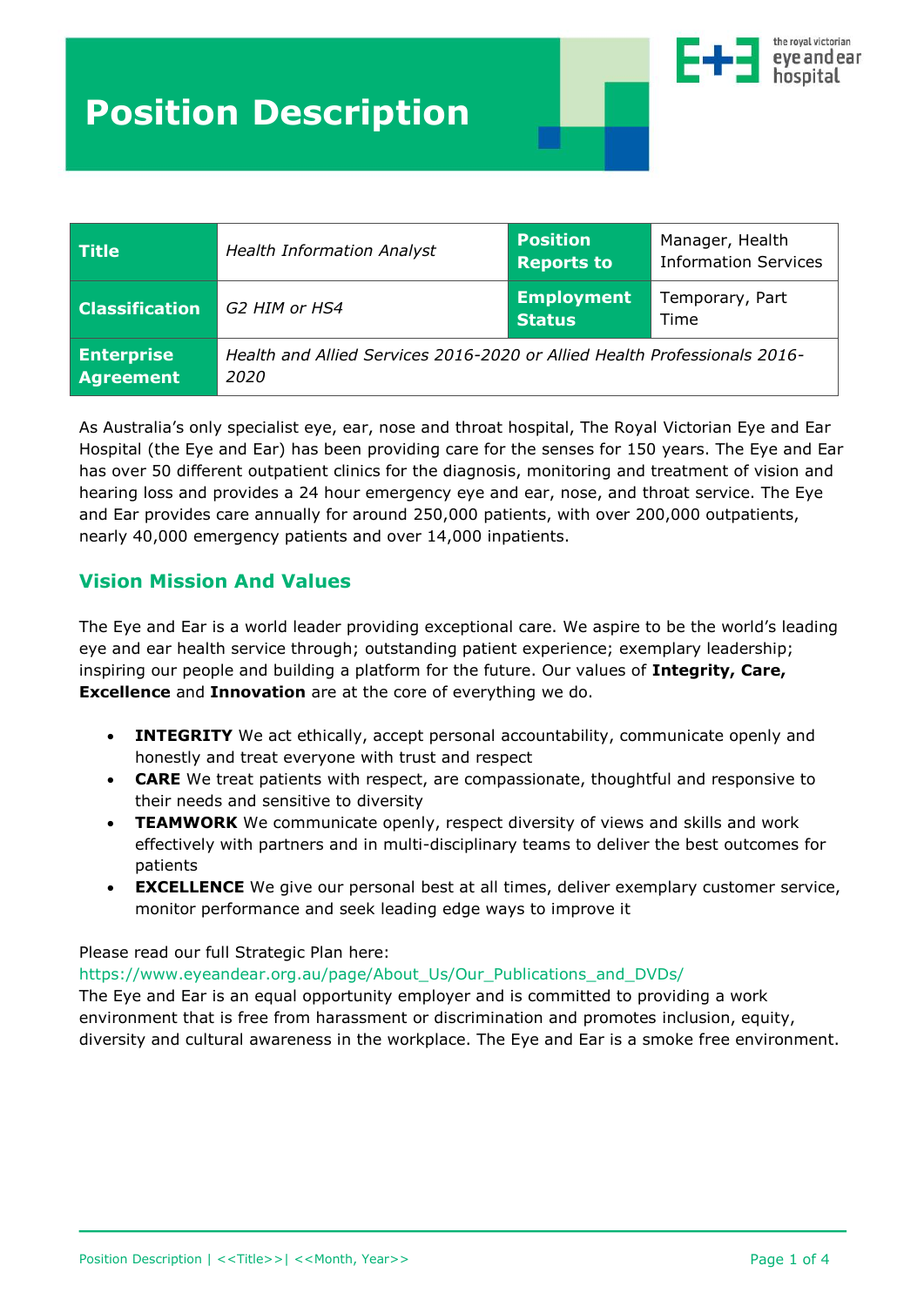# Position Description

| Title | *Health Information Analyst* | Position Reports to | Manager, Health Information Services |
|---|---|---|---|
| Classification | *G2 HIM or HS4* | Employment Status | Temporary, Part Time |
| Enterprise Agreement | *Health and Allied Services 2016-2020 or Allied Health Professionals 2016-2020* | | |

As Australia's only specialist eye, ear, nose and throat hospital, The Royal Victorian Eye and Ear Hospital (the Eye and Ear) has been providing care for the senses for 150 years. The Eye and Ear has over 50 different outpatient clinics for the diagnosis, monitoring and treatment of vision and hearing loss and provides a 24 hour emergency eye and ear, nose, and throat service. The Eye and Ear provides care annually for around 250,000 patients, with over 200,000 outpatients, nearly 40,000 emergency patients and over 14,000 inpatients.

## Vision Mission And Values

The Eye and Ear is a world leader providing exceptional care. We aspire to be the world's leading eye and ear health service through; outstanding patient experience; exemplary leadership; inspiring our people and building a platform for the future. Our values of **Integrity, Care, Excellence** and **Innovation** are at the core of everything we do.

- **INTEGRITY** We act ethically, accept personal accountability, communicate openly and honestly and treat everyone with trust and respect
- **CARE** We treat patients with respect, are compassionate, thoughtful and responsive to their needs and sensitive to diversity
- **TEAMWORK** We communicate openly, respect diversity of views and skills and work effectively with partners and in multi-disciplinary teams to deliver the best outcomes for patients
- **EXCELLENCE** We give our personal best at all times, deliver exemplary customer service, monitor performance and seek leading edge ways to improve it

Please read our full Strategic Plan here:
https://www.eyeandear.org.au/page/About_Us/Our_Publications_and_DVDs/
The Eye and Ear is an equal opportunity employer and is committed to providing a work environment that is free from harassment or discrimination and promotes inclusion, equity, diversity and cultural awareness in the workplace. The Eye and Ear is a smoke free environment.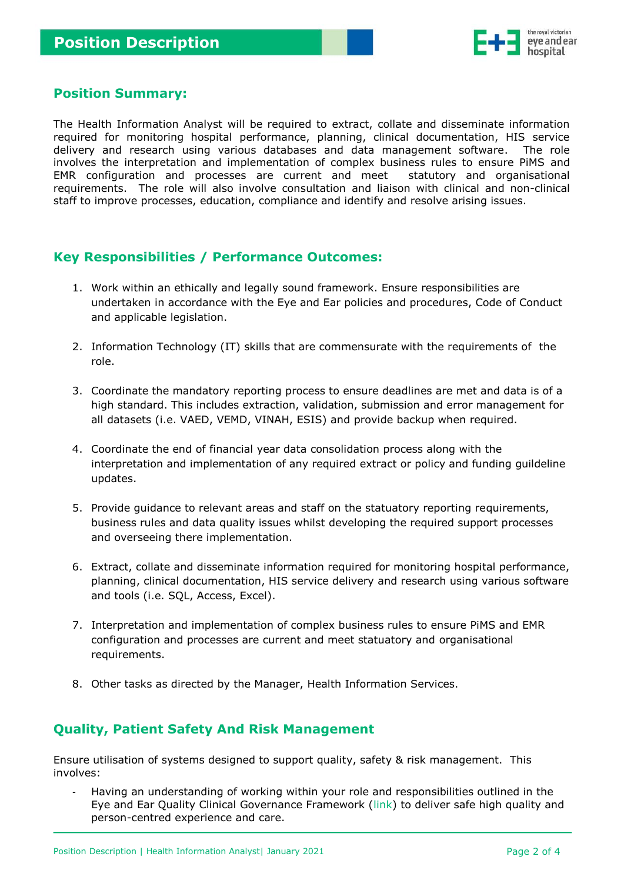## Position Summary:

The Health Information Analyst will be required to extract, collate and disseminate information required for monitoring hospital performance, planning, clinical documentation, HIS service delivery and research using various databases and data management software. The role involves the interpretation and implementation of complex business rules to ensure PiMS and EMR configuration and processes are current and meet statutory and organisational requirements. The role will also involve consultation and liaison with clinical and non-clinical staff to improve processes, education, compliance and identify and resolve arising issues.

## Key Responsibilities / Performance Outcomes:

1. Work within an ethically and legally sound framework. Ensure responsibilities are undertaken in accordance with the Eye and Ear policies and procedures, Code of Conduct and applicable legislation.
2. Information Technology (IT) skills that are commensurate with the requirements of the role.
3. Coordinate the mandatory reporting process to ensure deadlines are met and data is of a high standard. This includes extraction, validation, submission and error management for all datasets (i.e. VAED, VEMD, VINAH, ESIS) and provide backup when required.
4. Coordinate the end of financial year data consolidation process along with the interpretation and implementation of any required extract or policy and funding guildeline updates.
5. Provide guidance to relevant areas and staff on the statuatory reporting requirements, business rules and data quality issues whilst developing the required support processes and overseeing there implementation.
6. Extract, collate and disseminate information required for monitoring hospital performance, planning, clinical documentation, HIS service delivery and research using various software and tools (i.e. SQL, Access, Excel).
7. Interpretation and implementation of complex business rules to ensure PiMS and EMR configuration and processes are current and meet statuatory and organisational requirements.
8. Other tasks as directed by the Manager, Health Information Services.

## Quality, Patient Safety And Risk Management

Ensure utilisation of systems designed to support quality, safety & risk management. This involves:

- Having an understanding of working within your role and responsibilities outlined in the Eye and Ear Quality Clinical Governance Framework (link) to deliver safe high quality and person-centred experience and care.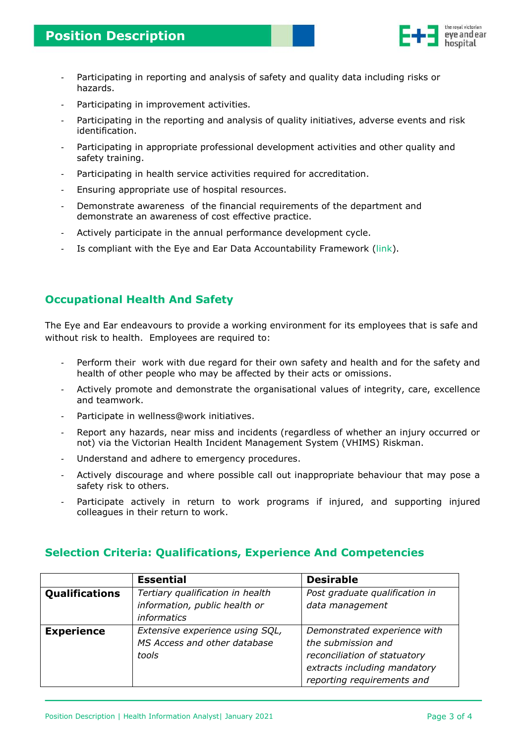- Participating in reporting and analysis of safety and quality data including risks or hazards.
- Participating in improvement activities.
- Participating in the reporting and analysis of quality initiatives, adverse events and risk identification.
- Participating in appropriate professional development activities and other quality and safety training.
- Participating in health service activities required for accreditation.
- Ensuring appropriate use of hospital resources.
- Demonstrate awareness of the financial requirements of the department and demonstrate an awareness of cost effective practice.
- Actively participate in the annual performance development cycle.
- Is compliant with the Eye and Ear Data Accountability Framework (link).

## Occupational Health And Safety

The Eye and Ear endeavours to provide a working environment for its employees that is safe and without risk to health. Employees are required to:

- Perform their work with due regard for their own safety and health and for the safety and health of other people who may be affected by their acts or omissions.
- Actively promote and demonstrate the organisational values of integrity, care, excellence and teamwork.
- Participate in wellness@work initiatives.
- Report any hazards, near miss and incidents (regardless of whether an injury occurred or not) via the Victorian Health Incident Management System (VHIMS) Riskman.
- Understand and adhere to emergency procedures.
- Actively discourage and where possible call out inappropriate behaviour that may pose a safety risk to others.
- Participate actively in return to work programs if injured, and supporting injured colleagues in their return to work.

## Selection Criteria: Qualifications, Experience And Competencies

| | **Essential** | **Desirable** |
|---|---|---|
| **Qualifications** | *Tertiary qualification in health information, public health or informatics* | *Post graduate qualification in data management* |
| **Experience** | *Extensive experience using SQL, MS Access and other database tools* | *Demonstrated experience with the submission and reconciliation of statutory extracts including mandatory reporting requirements and* |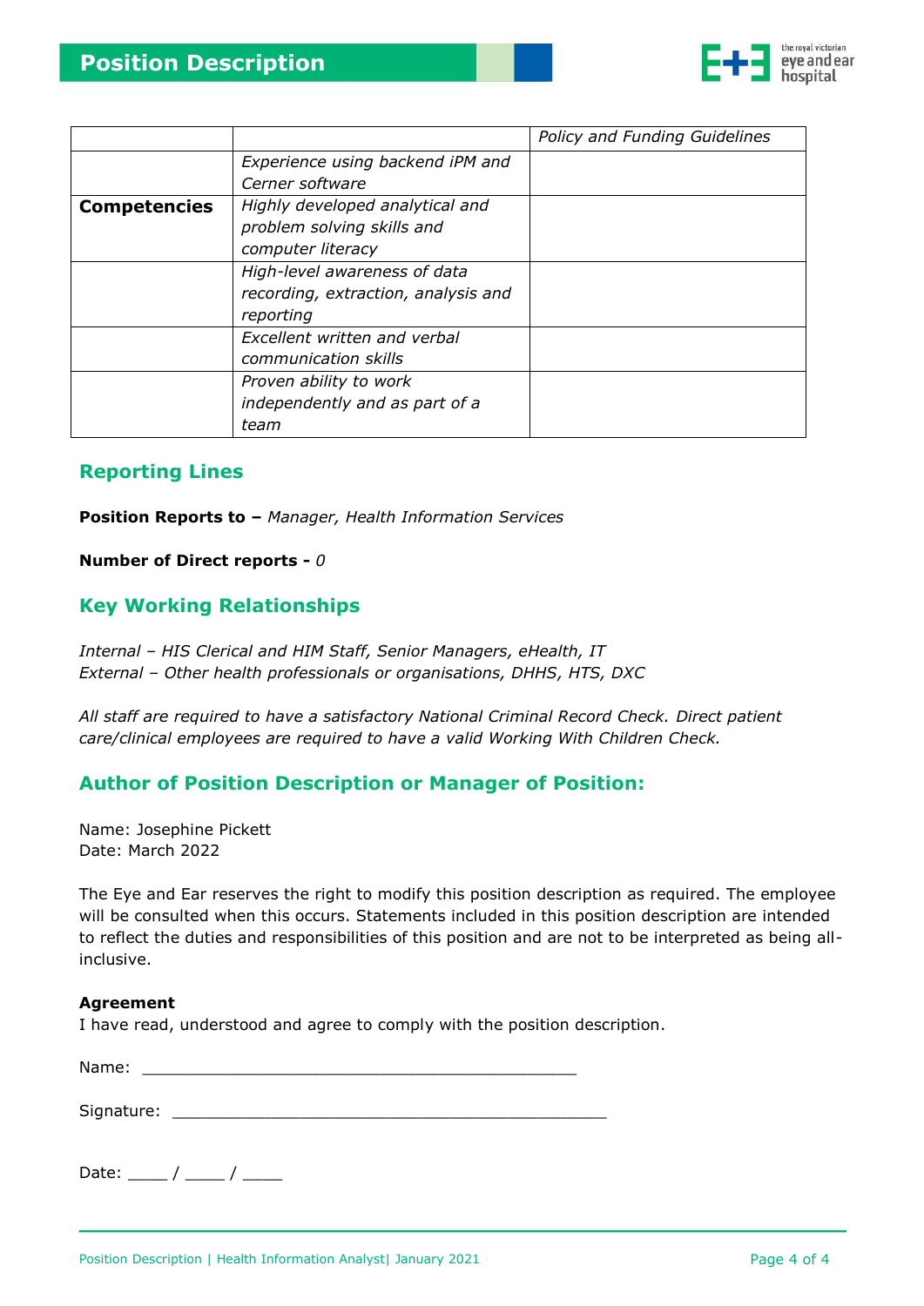| | | |
|---|---|---|
| | | *Policy and Funding Guidelines* |
| | *Experience using backend iPM and Cerner software* | |
| **Competencies** | *Highly developed analytical and problem solving skills and computer literacy* | |
| | *High-level awareness of data recording, extraction, analysis and reporting* | |
| | *Excellent written and verbal communication skills* | |
| | *Proven ability to work independently and as part of a team* | |

## Reporting Lines

**Position Reports to –** *Manager, Health Information Services*

**Number of Direct reports -** *0*

## Key Working Relationships

*Internal – HIS Clerical and HIM Staff, Senior Managers, eHealth, IT*
*External – Other health professionals or organisations, DHHS, HTS, DXC*

*All staff are required to have a satisfactory National Criminal Record Check. Direct patient care/clinical employees are required to have a valid Working With Children Check.*

## Author of Position Description or Manager of Position:

Name: Josephine Pickett
Date: March 2022

The Eye and Ear reserves the right to modify this position description as required. The employee will be consulted when this occurs. Statements included in this position description are intended to reflect the duties and responsibilities of this position and are not to be interpreted as being all-inclusive.

**Agreement**
I have read, understood and agree to comply with the position description.

Name: _______________________________________________

Signature: _______________________________________________

Date: ____ / ____ / ____